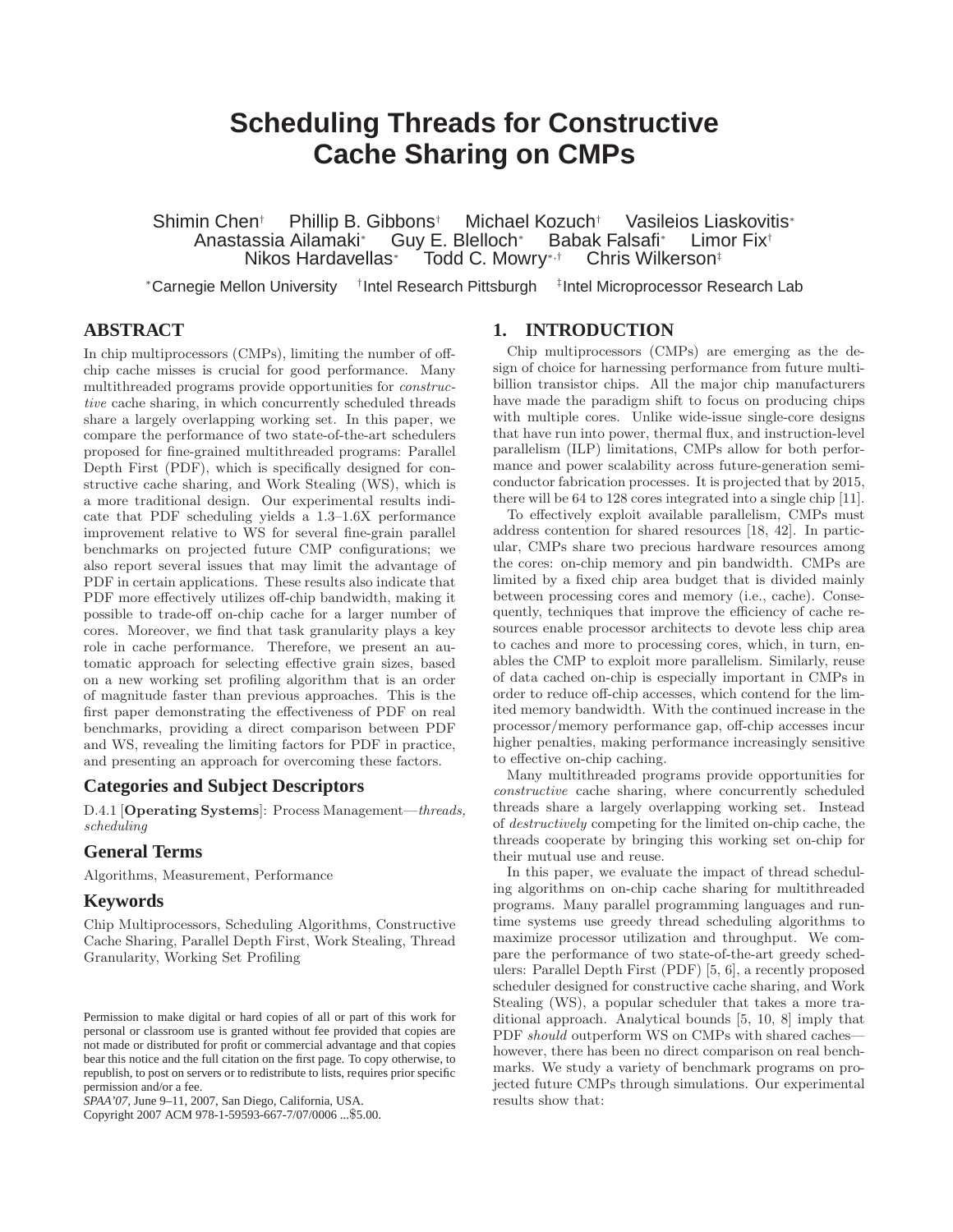# Scheduling Threads for Constructive Cache Sharing on CMPs

Shimin Chen[†] Phillip B. Gibbons[†] Michael Kozuch[†] Vasileios Liaskovitis[*]
Anastassia Ailamaki[*] Guy E. Blelloch[*] Babak Falsafi[*] Limor Fix[†]
Nikos Hardavellas[*] Todd C. Mowry[*,†] Chris Wilkerson[‡]

[*]Carnegie Mellon University [†]Intel Research Pittsburgh [‡]Intel Microprocessor Research Lab

## ABSTRACT

In chip multiprocessors (CMPs), limiting the number of off-chip cache misses is crucial for good performance. Many multithreaded programs provide opportunities for *constructive* cache sharing, in which concurrently scheduled threads share a largely overlapping working set. In this paper, we compare the performance of two state-of-the-art schedulers proposed for fine-grained multithreaded programs: Parallel Depth First (PDF), which is specifically designed for constructive cache sharing, and Work Stealing (WS), which is a more traditional design. Our experimental results indicate that PDF scheduling yields a 1.3–1.6X performance improvement relative to WS for several fine-grain parallel benchmarks on projected future CMP configurations; we also report several issues that may limit the advantage of PDF in certain applications. These results also indicate that PDF more effectively utilizes off-chip bandwidth, making it possible to trade-off on-chip cache for a larger number of cores. Moreover, we find that task granularity plays a key role in cache performance. Therefore, we present an automatic approach for selecting effective grain sizes, based on a new working set profiling algorithm that is an order of magnitude faster than previous approaches. This is the first paper demonstrating the effectiveness of PDF on real benchmarks, providing a direct comparison between PDF and WS, revealing the limiting factors for PDF in practice, and presenting an approach for overcoming these factors.

### Categories and Subject Descriptors

D.4.1 [**Operating Systems**]: Process Management—*threads, scheduling*

### General Terms

Algorithms, Measurement, Performance

### Keywords

Chip Multiprocessors, Scheduling Algorithms, Constructive Cache Sharing, Parallel Depth First, Work Stealing, Thread Granularity, Working Set Profiling

Permission to make digital or hard copies of all or part of this work for personal or classroom use is granted without fee provided that copies are not made or distributed for profit or commercial advantage and that copies bear this notice and the full citation on the first page. To copy otherwise, to republish, to post on servers or to redistribute to lists, requires prior specific permission and/or a fee.
*SPAA'07,* June 9–11, 2007, San Diego, California, USA.
Copyright 2007 ACM 978-1-59593-667-7/07/0006 ...$5.00.

## 1. INTRODUCTION

Chip multiprocessors (CMPs) are emerging as the design of choice for harnessing performance from future multi-billion transistor chips. All the major chip manufacturers have made the paradigm shift to focus on producing chips with multiple cores. Unlike wide-issue single-core designs that have run into power, thermal flux, and instruction-level parallelism (ILP) limitations, CMPs allow for both performance and power scalability across future-generation semiconductor fabrication processes. It is projected that by 2015, there will be 64 to 128 cores integrated into a single chip [11].

To effectively exploit available parallelism, CMPs must address contention for shared resources [18, 42]. In particular, CMPs share two precious hardware resources among the cores: on-chip memory and pin bandwidth. CMPs are limited by a fixed chip area budget that is divided mainly between processing cores and memory (i.e., cache). Consequently, techniques that improve the efficiency of cache resources enable processor architects to devote less chip area to caches and more to processing cores, which, in turn, enables the CMP to exploit more parallelism. Similarly, reuse of data cached on-chip is especially important in CMPs in order to reduce off-chip accesses, which contend for the limited memory bandwidth. With the continued increase in the processor/memory performance gap, off-chip accesses incur higher penalties, making performance increasingly sensitive to effective on-chip caching.

Many multithreaded programs provide opportunities for *constructive* cache sharing, where concurrently scheduled threads share a largely overlapping working set. Instead of *destructively* competing for the limited on-chip cache, the threads cooperate by bringing this working set on-chip for their mutual use and reuse.

In this paper, we evaluate the impact of thread scheduling algorithms on on-chip cache sharing for multithreaded programs. Many parallel programming languages and runtime systems use greedy thread scheduling algorithms to maximize processor utilization and throughput. We compare the performance of two state-of-the-art greedy schedulers: Parallel Depth First (PDF) [5, 6], a recently proposed scheduler designed for constructive cache sharing, and Work Stealing (WS), a popular scheduler that takes a more traditional approach. Analytical bounds [5, 10, 8] imply that PDF *should* outperform WS on CMPs with shared caches—however, there has been no direct comparison on real benchmarks. We study a variety of benchmark programs on projected future CMPs through simulations. Our experimental results show that: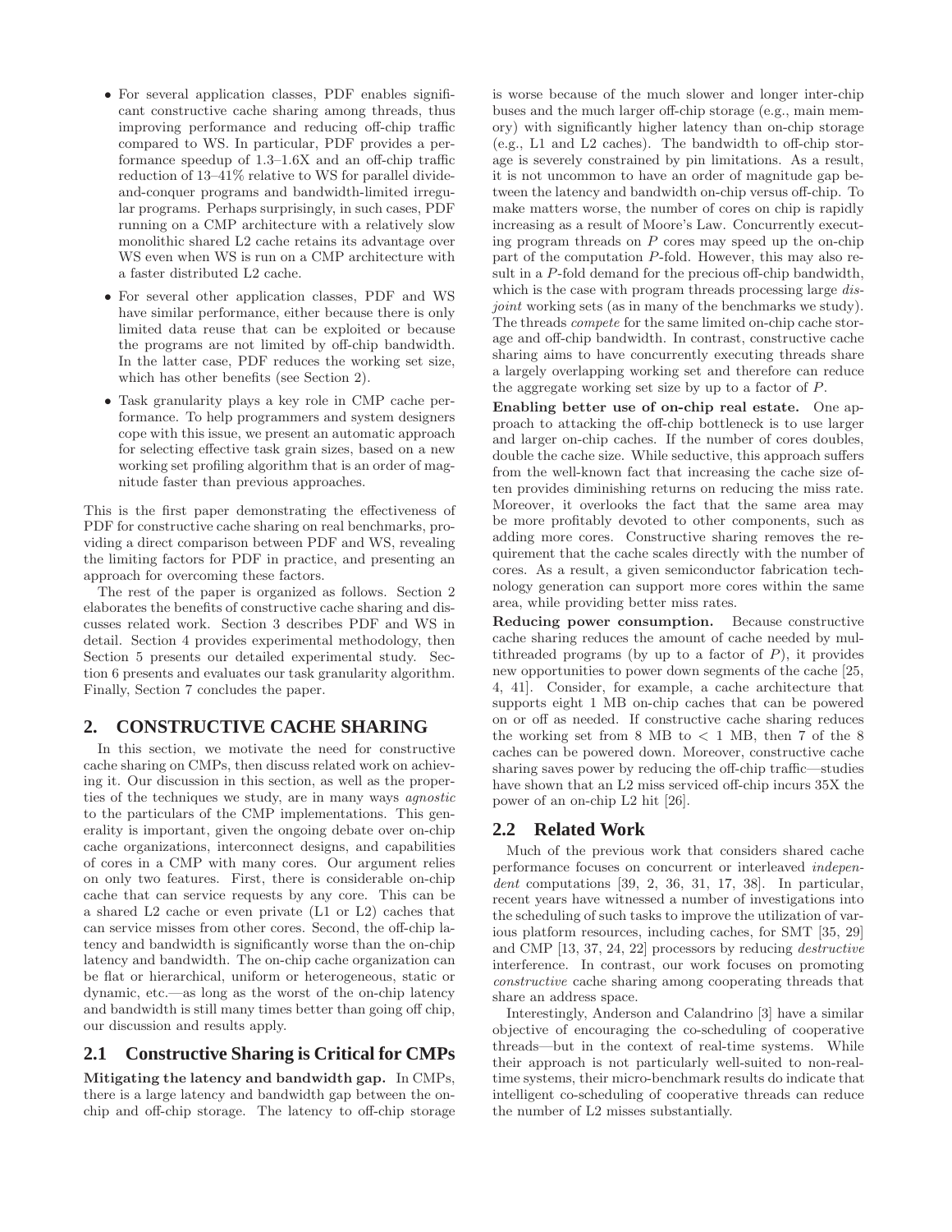- For several application classes, PDF enables significant constructive cache sharing among threads, thus improving performance and reducing off-chip traffic compared to WS. In particular, PDF provides a performance speedup of 1.3–1.6X and an off-chip traffic reduction of 13–41% relative to WS for parallel divide-and-conquer programs and bandwidth-limited irregular programs. Perhaps surprisingly, in such cases, PDF running on a CMP architecture with a relatively slow monolithic shared L2 cache retains its advantage over WS even when WS is run on a CMP architecture with a faster distributed L2 cache.
- For several other application classes, PDF and WS have similar performance, either because there is only limited data reuse that can be exploited or because the programs are not limited by off-chip bandwidth. In the latter case, PDF reduces the working set size, which has other benefits (see Section 2).
- Task granularity plays a key role in CMP cache performance. To help programmers and system designers cope with this issue, we present an automatic approach for selecting effective task grain sizes, based on a new working set profiling algorithm that is an order of magnitude faster than previous approaches.

This is the first paper demonstrating the effectiveness of PDF for constructive cache sharing on real benchmarks, providing a direct comparison between PDF and WS, revealing the limiting factors for PDF in practice, and presenting an approach for overcoming these factors.

The rest of the paper is organized as follows. Section 2 elaborates the benefits of constructive cache sharing and discusses related work. Section 3 describes PDF and WS in detail. Section 4 provides experimental methodology, then Section 5 presents our detailed experimental study. Section 6 presents and evaluates our task granularity algorithm. Finally, Section 7 concludes the paper.

## 2. CONSTRUCTIVE CACHE SHARING

In this section, we motivate the need for constructive cache sharing on CMPs, then discuss related work on achieving it. Our discussion in this section, as well as the properties of the techniques we study, are in many ways *agnostic* to the particulars of the CMP implementations. This generality is important, given the ongoing debate over on-chip cache organizations, interconnect designs, and capabilities of cores in a CMP with many cores. Our argument relies on only two features. First, there is considerable on-chip cache that can service requests by any core. This can be a shared L2 cache or even private (L1 or L2) caches that can service misses from other cores. Second, the off-chip latency and bandwidth is significantly worse than the on-chip latency and bandwidth. The on-chip cache organization can be flat or hierarchical, uniform or heterogeneous, static or dynamic, etc.—as long as the worst of the on-chip latency and bandwidth is still many times better than going off chip, our discussion and results apply.

### 2.1 Constructive Sharing is Critical for CMPs

**Mitigating the latency and bandwidth gap.** In CMPs, there is a large latency and bandwidth gap between the on-chip and off-chip storage. The latency to off-chip storage is worse because of the much slower and longer inter-chip buses and the much larger off-chip storage (e.g., main memory) with significantly higher latency than on-chip storage (e.g., L1 and L2 caches). The bandwidth to off-chip storage is severely constrained by pin limitations. As a result, it is not uncommon to have an order of magnitude gap between the latency and bandwidth on-chip versus off-chip. To make matters worse, the number of cores on chip is rapidly increasing as a result of Moore's Law. Concurrently executing program threads on $P$ cores may speed up the on-chip part of the computation $P$-fold. However, this may also result in a $P$-fold demand for the precious off-chip bandwidth, which is the case with program threads processing large *disjoint* working sets (as in many of the benchmarks we study). The threads *compete* for the same limited on-chip cache storage and off-chip bandwidth. In contrast, constructive cache sharing aims to have concurrently executing threads share a largely overlapping working set and therefore can reduce the aggregate working set size by up to a factor of $P$.

**Enabling better use of on-chip real estate.** One approach to attacking the off-chip bottleneck is to use larger and larger on-chip caches. If the number of cores doubles, double the cache size. While seductive, this approach suffers from the well-known fact that increasing the cache size often provides diminishing returns on reducing the miss rate. Moreover, it overlooks the fact that the same area may be more profitably devoted to other components, such as adding more cores. Constructive sharing removes the requirement that the cache scales directly with the number of cores. As a result, a given semiconductor fabrication technology generation can support more cores within the same area, while providing better miss rates.

**Reducing power consumption.** Because constructive cache sharing reduces the amount of cache needed by multithreaded programs (by up to a factor of $P$), it provides new opportunities to power down segments of the cache [25, 4, 41]. Consider, for example, a cache architecture that supports eight 1 MB on-chip caches that can be powered on or off as needed. If constructive cache sharing reduces the working set from 8 MB to $<$ 1 MB, then 7 of the 8 caches can be powered down. Moreover, constructive cache sharing saves power by reducing the off-chip traffic—studies have shown that an L2 miss serviced off-chip incurs 35X the power of an on-chip L2 hit [26].

### 2.2 Related Work

Much of the previous work that considers shared cache performance focuses on concurrent or interleaved *independent* computations [39, 2, 36, 31, 17, 38]. In particular, recent years have witnessed a number of investigations into the scheduling of such tasks to improve the utilization of various platform resources, including caches, for SMT [35, 29] and CMP [13, 37, 24, 22] processors by reducing *destructive* interference. In contrast, our work focuses on promoting *constructive* cache sharing among cooperating threads that share an address space.

Interestingly, Anderson and Calandrino [3] have a similar objective of encouraging the co-scheduling of cooperative threads—but in the context of real-time systems. While their approach is not particularly well-suited to non-real-time systems, their micro-benchmark results do indicate that intelligent co-scheduling of cooperative threads can reduce the number of L2 misses substantially.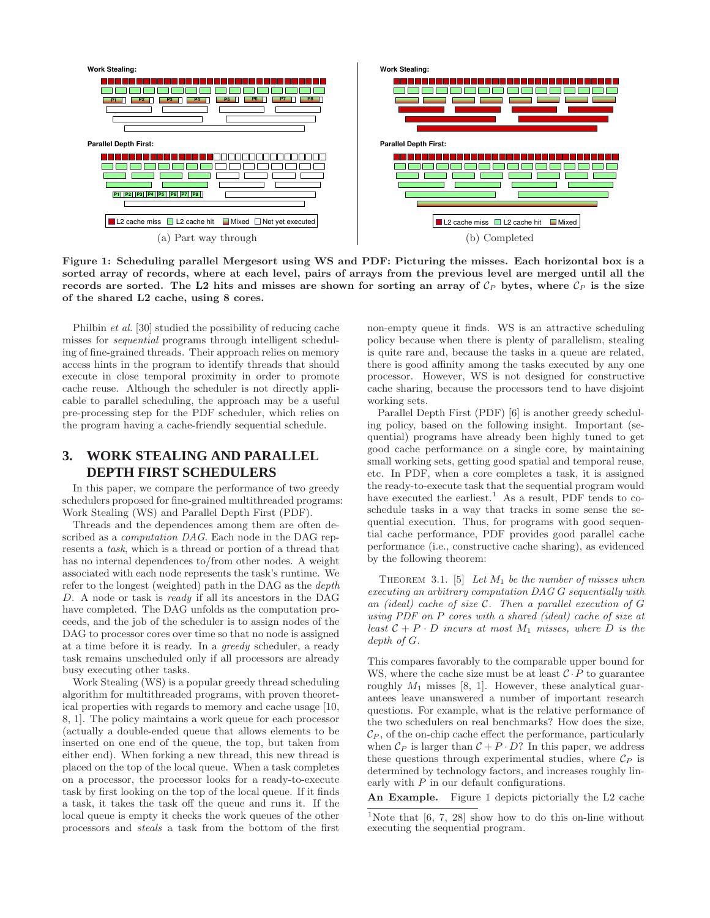Figure 1: Scheduling parallel Mergesort using WS and PDF: Picturing the misses. Each horizontal box is a sorted array of records, where at each level, pairs of arrays from the previous level are merged until all the records are sorted. The L2 hits and misses are shown for sorting an array of $\mathcal{C}_P$ bytes, where $\mathcal{C}_P$ is the size of the shared L2 cache, using 8 cores.

Philbin *et al.* [30] studied the possibility of reducing cache misses for *sequential* programs through intelligent scheduling of fine-grained threads. Their approach relies on memory access hints in the program to identify threads that should execute in close temporal proximity in order to promote cache reuse. Although the scheduler is not directly applicable to parallel scheduling, the approach may be a useful pre-processing step for the PDF scheduler, which relies on the program having a cache-friendly sequential schedule.

## 3. WORK STEALING AND PARALLEL DEPTH FIRST SCHEDULERS

In this paper, we compare the performance of two greedy schedulers proposed for fine-grained multithreaded programs: Work Stealing (WS) and Parallel Depth First (PDF).

Threads and the dependences among them are often described as a *computation DAG*. Each node in the DAG represents a *task*, which is a thread or portion of a thread that has no internal dependences to/from other nodes. A weight associated with each node represents the task's runtime. We refer to the longest (weighted) path in the DAG as the *depth* $D$. A node or task is *ready* if all its ancestors in the DAG have completed. The DAG unfolds as the computation proceeds, and the job of the scheduler is to assign nodes of the DAG to processor cores over time so that no node is assigned at a time before it is ready. In a *greedy* scheduler, a ready task remains unscheduled only if all processors are already busy executing other tasks.

Work Stealing (WS) is a popular greedy thread scheduling algorithm for multithreaded programs, with proven theoretical properties with regards to memory and cache usage [10, 8, 1]. The policy maintains a work queue for each processor (actually a double-ended queue that allows elements to be inserted on one end of the queue, the top, but taken from either end). When forking a new thread, this new thread is placed on the top of the local queue. When a task completes on a processor, the processor looks for a ready-to-execute task by first looking on the top of the local queue. If it finds a task, it takes the task off the queue and runs it. If the local queue is empty it checks the work queues of the other processors and *steals* a task from the bottom of the first non-empty queue it finds. WS is an attractive scheduling policy because when there is plenty of parallelism, stealing is quite rare and, because the tasks in a queue are related, there is good affinity among the tasks executed by any one processor. However, WS is not designed for constructive cache sharing, because the processors tend to have disjoint working sets.

Parallel Depth First (PDF) [6] is another greedy scheduling policy, based on the following insight. Important (sequential) programs have already been highly tuned to get good cache performance on a single core, by maintaining small working sets, getting good spatial and temporal reuse, etc. In PDF, when a core completes a task, it is assigned the ready-to-execute task that the sequential program would have executed the earliest.[1] As a result, PDF tends to co-schedule tasks in a way that tracks in some sense the sequential execution. Thus, for programs with good sequential cache performance, PDF provides good parallel cache performance (i.e., constructive cache sharing), as evidenced by the following theorem:

THEOREM 3.1. [5] *Let $M_1$ be the number of misses when executing an arbitrary computation DAG $G$ sequentially with an (ideal) cache of size $\mathcal{C}$. Then a parallel execution of $G$ using PDF on $P$ cores with a shared (ideal) cache of size at least $\mathcal{C} + P \cdot D$ incurs at most $M_1$ misses, where $D$ is the depth of $G$.*

This compares favorably to the comparable upper bound for WS, where the cache size must be at least $\mathcal{C} \cdot P$ to guarantee roughly $M_1$ misses [8, 1]. However, these analytical guarantees leave unanswered a number of important research questions. For example, what is the relative performance of the two schedulers on real benchmarks? How does the size, $\mathcal{C}_P$, of the on-chip cache effect the performance, particularly when $\mathcal{C}_P$ is larger than $\mathcal{C} + P \cdot D$? In this paper, we address these questions through experimental studies, where $\mathcal{C}_P$ is determined by technology factors, and increases roughly linearly with $P$ in our default configurations.

**An Example.** Figure 1 depicts pictorially the L2 cache

[1] Note that [6, 7, 28] show how to do this on-line without executing the sequential program.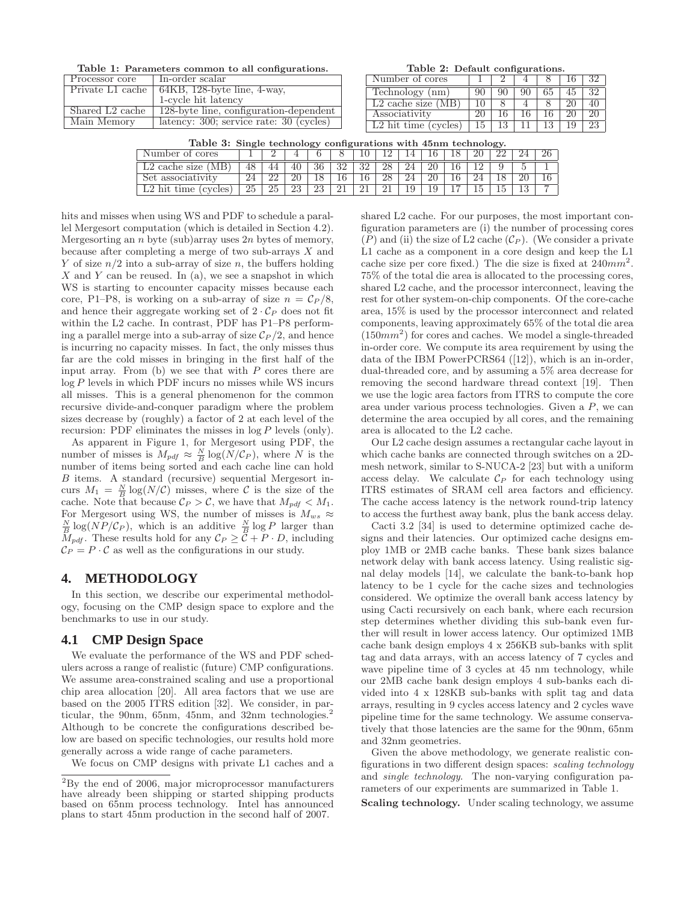**Table 1: Parameters common to all configurations.**

| Processor core | In-order scalar |
|---|---|
| Private L1 cache | 64KB, 128-byte line, 4-way, 1-cycle hit latency |
| Shared L2 cache | 128-byte line, configuration-dependent |
| Main Memory | latency: 300; service rate: 30 (cycles) |

**Table 2: Default configurations.**

| Number of cores | 1 | 2 | 4 | 8 | 16 | 32 |
|---|---|---|---|---|---|---|
| Technology (nm) | 90 | 90 | 90 | 65 | 45 | 32 |
| L2 cache size (MB) | 10 | 8 | 4 | 8 | 20 | 40 |
| Associativity | 20 | 16 | 16 | 16 | 20 | 20 |
| L2 hit time (cycles) | 15 | 13 | 11 | 13 | 19 | 23 |

**Table 3: Single technology configurations with 45nm technology.**

| Number of cores | 1 | 2 | 4 | 6 | 8 | 10 | 12 | 14 | 16 | 18 | 20 | 22 | 24 | 26 |
|---|---|---|---|---|---|---|---|---|---|---|---|---|---|---|
| L2 cache size (MB) | 48 | 44 | 40 | 36 | 32 | 32 | 28 | 24 | 20 | 16 | 12 | 9 | 5 | 1 |
| Set associativity | 24 | 22 | 20 | 18 | 16 | 16 | 28 | 24 | 20 | 16 | 24 | 18 | 20 | 16 |
| L2 hit time (cycles) | 25 | 25 | 23 | 23 | 21 | 21 | 21 | 19 | 19 | 17 | 15 | 15 | 13 | 7 |

hits and misses when using WS and PDF to schedule a parallel Mergesort computation (which is detailed in Section 4.2). Mergesorting an $n$ byte (sub)array uses $2n$ bytes of memory, because after completing a merge of two sub-arrays $X$ and $Y$ of size $n/2$ into a sub-array of size $n$, the buffers holding $X$ and $Y$ can be reused. In (a), we see a snapshot in which WS is starting to encounter capacity misses because each core, P1–P8, is working on a sub-array of size $n = \mathcal{C}_P/8$, and hence their aggregate working set of $2 \cdot \mathcal{C}_P$ does not fit within the L2 cache. In contrast, PDF has P1–P8 performing a parallel merge into a sub-array of size $\mathcal{C}_P/2$, and hence is incurring no capacity misses. In fact, the only misses thus far are the cold misses in bringing in the first half of the input array. From (b) we see that with $P$ cores there are $\log P$ levels in which PDF incurs no misses while WS incurs all misses. This is a general phenomenon for the common recursive divide-and-conquer paradigm where the problem sizes decrease by (roughly) a factor of 2 at each level of the recursion: PDF eliminates the misses in $\log P$ levels (only).

As apparent in Figure 1, for Mergesort using PDF, the number of misses is $M_{pdf} \approx \frac{N}{B} \log(N/\mathcal{C}_P)$, where $N$ is the number of items being sorted and each cache line can hold $B$ items. A standard (recursive) sequential Mergesort incurs $M_1 = \frac{N}{B} \log(N/\mathcal{C})$ misses, where $\mathcal{C}$ is the size of the cache. Note that because $\mathcal{C}_P > \mathcal{C}$, we have that $M_{pdf} < M_1$. For Mergesort using WS, the number of misses is $M_{ws} \approx \frac{N}{B} \log(NP/\mathcal{C}_P)$, which is an additive $\frac{N}{B} \log P$ larger than $M_{pdf}$. These results hold for any $\mathcal{C}_P \geq \mathcal{C} + P \cdot D$, including $\mathcal{C}_P = P \cdot \mathcal{C}$ as well as the configurations in our study.

# 4. METHODOLOGY

In this section, we describe our experimental methodology, focusing on the CMP design space to explore and the benchmarks to use in our study.

## 4.1 CMP Design Space

We evaluate the performance of the WS and PDF schedulers across a range of realistic (future) CMP configurations. We assume area-constrained scaling and use a proportional chip area allocation [20]. All area factors that we use are based on the 2005 ITRS edition [32]. We consider, in particular, the 90nm, 65nm, 45nm, and 32nm technologies.[2] Although to be concrete the configurations described below are based on specific technologies, our results hold more generally across a wide range of cache parameters.

We focus on CMP designs with private L1 caches and a shared L2 cache. For our purposes, the most important configuration parameters are (i) the number of processing cores ($P$) and (ii) the size of L2 cache ($\mathcal{C}_P$). (We consider a private L1 cache as a component in a core design and keep the L1 cache size per core fixed.) The die size is fixed at $240mm^2$. 75% of the total die area is allocated to the processing cores, shared L2 cache, and the processor interconnect, leaving the rest for other system-on-chip components. Of the core-cache area, 15% is used by the processor interconnect and related components, leaving approximately 65% of the total die area ($150mm^2$) for cores and caches. We model a single-threaded in-order core. We compute its area requirement by using the data of the IBM PowerPCRS64 ([12]), which is an in-order, dual-threaded core, and by assuming a 5% area decrease for removing the second hardware thread context [19]. Then we use the logic area factors from ITRS to compute the core area under various process technologies. Given a $P$, we can determine the area occupied by all cores, and the remaining area is allocated to the L2 cache.

Our L2 cache design assumes a rectangular cache layout in which cache banks are connected through switches on a 2D-mesh network, similar to S-NUCA-2 [23] but with a uniform access delay. We calculate $\mathcal{C}_P$ for each technology using ITRS estimates of SRAM cell area factors and efficiency. The cache access latency is the network round-trip latency to access the furthest away bank, plus the bank access delay.

Cacti 3.2 [34] is used to determine optimized cache designs and their latencies. Our optimized cache designs employ 1MB or 2MB cache banks. These bank sizes balance network delay with bank access latency. Using realistic signal delay models [14], we calculate the bank-to-bank hop latency to be 1 cycle for the cache sizes and technologies considered. We optimize the overall bank access latency by using Cacti recursively on each bank, where each recursion step determines whether dividing this sub-bank even further will result in lower access latency. Our optimized 1MB cache bank design employs 4 x 256KB sub-banks with split tag and data arrays, with an access latency of 7 cycles and wave pipeline time of 3 cycles at 45 nm technology, while our 2MB cache bank design employs 4 sub-banks each divided into 4 x 128KB sub-banks with split tag and data arrays, resulting in 9 cycles access latency and 2 cycles wave pipeline time for the same technology. We assume conservatively that those latencies are the same for the 90nm, 65nm and 32nm geometries.

Given the above methodology, we generate realistic configurations in two different design spaces: *scaling technology* and *single technology*. The non-varying configuration parameters of our experiments are summarized in Table 1.

**Scaling technology.** Under scaling technology, we assume

[2] By the end of 2006, major microprocessor manufacturers have already been shipping or started shipping products based on 65nm process technology. Intel has announced plans to start 45nm production in the second half of 2007.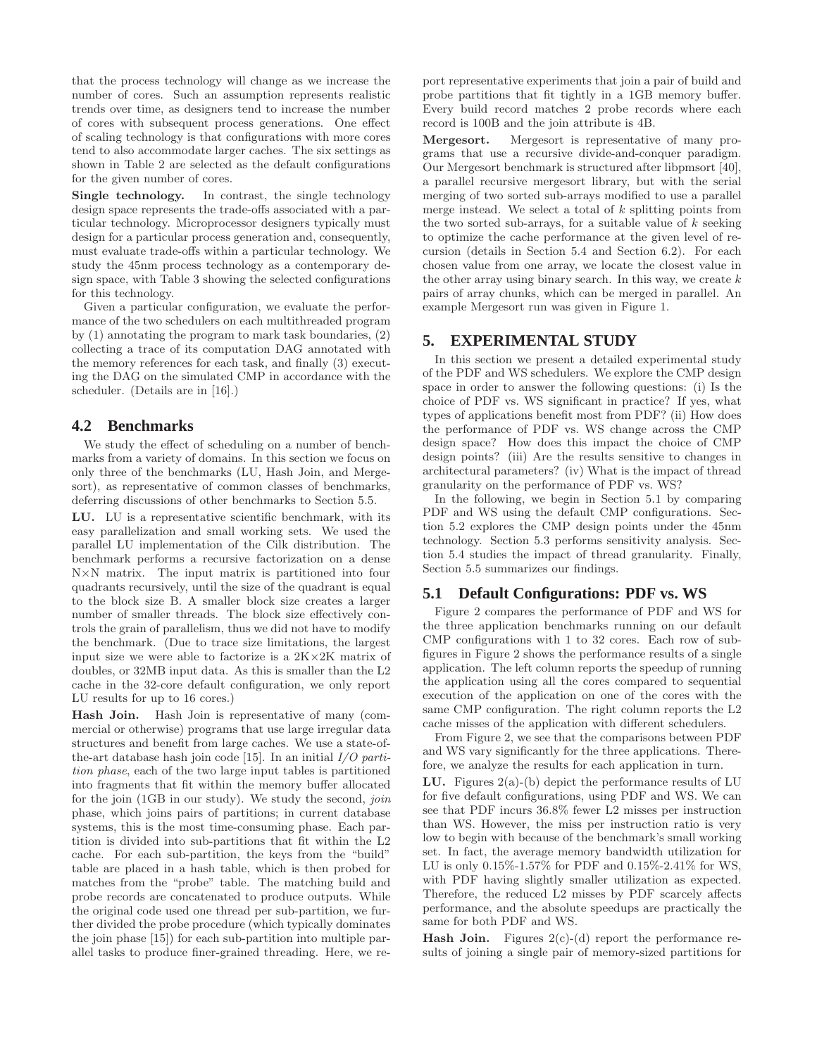that the process technology will change as we increase the number of cores. Such an assumption represents realistic trends over time, as designers tend to increase the number of cores with subsequent process generations. One effect of scaling technology is that configurations with more cores tend to also accommodate larger caches. The six settings as shown in Table 2 are selected as the default configurations for the given number of cores.

**Single technology.** In contrast, the single technology design space represents the trade-offs associated with a particular technology. Microprocessor designers typically must design for a particular process generation and, consequently, must evaluate trade-offs within a particular technology. We study the 45nm process technology as a contemporary design space, with Table 3 showing the selected configurations for this technology.

Given a particular configuration, we evaluate the performance of the two schedulers on each multithreaded program by (1) annotating the program to mark task boundaries, (2) collecting a trace of its computation DAG annotated with the memory references for each task, and finally (3) executing the DAG on the simulated CMP in accordance with the scheduler. (Details are in [16].)

## 4.2 Benchmarks

We study the effect of scheduling on a number of benchmarks from a variety of domains. In this section we focus on only three of the benchmarks (LU, Hash Join, and Mergesort), as representative of common classes of benchmarks, deferring discussions of other benchmarks to Section 5.5.

**LU.** LU is a representative scientific benchmark, with its easy parallelization and small working sets. We used the parallel LU implementation of the Cilk distribution. The benchmark performs a recursive factorization on a dense N×N matrix. The input matrix is partitioned into four quadrants recursively, until the size of the quadrant is equal to the block size B. A smaller block size creates a larger number of smaller threads. The block size effectively controls the grain of parallelism, thus we did not have to modify the benchmark. (Due to trace size limitations, the largest input size we were able to factorize is a 2K×2K matrix of doubles, or 32MB input data. As this is smaller than the L2 cache in the 32-core default configuration, we only report LU results for up to 16 cores.)

**Hash Join.** Hash Join is representative of many (commercial or otherwise) programs that use large irregular data structures and benefit from large caches. We use a state-of-the-art database hash join code [15]. In an initial *I/O partition phase*, each of the two large input tables is partitioned into fragments that fit within the memory buffer allocated for the join (1GB in our study). We study the second, *join* phase, which joins pairs of partitions; in current database systems, this is the most time-consuming phase. Each partition is divided into sub-partitions that fit within the L2 cache. For each sub-partition, the keys from the "build" table are placed in a hash table, which is then probed for matches from the "probe" table. The matching build and probe records are concatenated to produce outputs. While the original code used one thread per sub-partition, we further divided the probe procedure (which typically dominates the join phase [15]) for each sub-partition into multiple parallel tasks to produce finer-grained threading. Here, we report representative experiments that join a pair of build and probe partitions that fit tightly in a 1GB memory buffer. Every build record matches 2 probe records where each record is 100B and the join attribute is 4B.

**Mergesort.** Mergesort is representative of many programs that use a recursive divide-and-conquer paradigm. Our Mergesort benchmark is structured after libpmsort [40], a parallel recursive mergesort library, but with the serial merging of two sorted sub-arrays modified to use a parallel merge instead. We select a total of $k$ splitting points from the two sorted sub-arrays, for a suitable value of $k$ seeking to optimize the cache performance at the given level of recursion (details in Section 5.4 and Section 6.2). For each chosen value from one array, we locate the closest value in the other array using binary search. In this way, we create $k$ pairs of array chunks, which can be merged in parallel. An example Mergesort run was given in Figure 1.

# 5. EXPERIMENTAL STUDY

In this section we present a detailed experimental study of the PDF and WS schedulers. We explore the CMP design space in order to answer the following questions: (i) Is the choice of PDF vs. WS significant in practice? If yes, what types of applications benefit most from PDF? (ii) How does the performance of PDF vs. WS change across the CMP design space? How does this impact the choice of CMP design points? (iii) Are the results sensitive to changes in architectural parameters? (iv) What is the impact of thread granularity on the performance of PDF vs. WS?

In the following, we begin in Section 5.1 by comparing PDF and WS using the default CMP configurations. Section 5.2 explores the CMP design points under the 45nm technology. Section 5.3 performs sensitivity analysis. Section 5.4 studies the impact of thread granularity. Finally, Section 5.5 summarizes our findings.

## 5.1 Default Configurations: PDF vs. WS

Figure 2 compares the performance of PDF and WS for the three application benchmarks running on our default CMP configurations with 1 to 32 cores. Each row of subfigures in Figure 2 shows the performance results of a single application. The left column reports the speedup of running the application using all the cores compared to sequential execution of the application on one of the cores with the same CMP configuration. The right column reports the L2 cache misses of the application with different schedulers.

From Figure 2, we see that the comparisons between PDF and WS vary significantly for the three applications. Therefore, we analyze the results for each application in turn.

**LU.** Figures 2(a)-(b) depict the performance results of LU for five default configurations, using PDF and WS. We can see that PDF incurs 36.8% fewer L2 misses per instruction than WS. However, the miss per instruction ratio is very low to begin with because of the benchmark's small working set. In fact, the average memory bandwidth utilization for LU is only 0.15%-1.57% for PDF and 0.15%-2.41% for WS, with PDF having slightly smaller utilization as expected. Therefore, the reduced L2 misses by PDF scarcely affects performance, and the absolute speedups are practically the same for both PDF and WS.

**Hash Join.** Figures 2(c)-(d) report the performance results of joining a single pair of memory-sized partitions for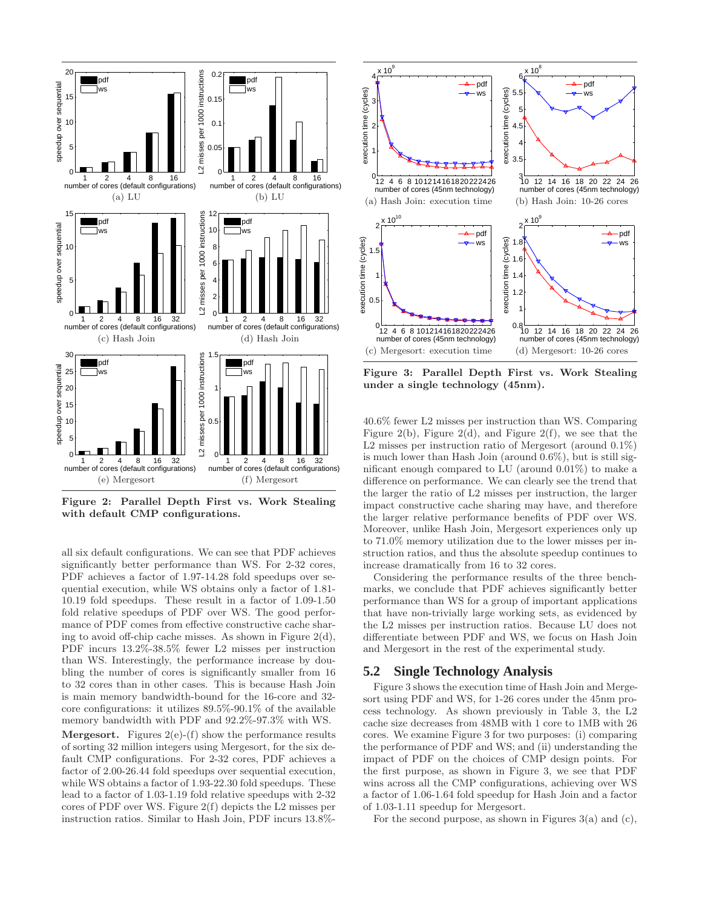Figure 2: Parallel Depth First vs. Work Stealing with default CMP configurations.

all six default configurations. We can see that PDF achieves significantly better performance than WS. For 2-32 cores, PDF achieves a factor of 1.97-14.28 fold speedups over sequential execution, while WS obtains only a factor of 1.81-10.19 fold speedups. These result in a factor of 1.09-1.50 fold relative speedups of PDF over WS. The good performance of PDF comes from effective constructive cache sharing to avoid off-chip cache misses. As shown in Figure 2(d), PDF incurs 13.2%-38.5% fewer L2 misses per instruction than WS. Interestingly, the performance increase by doubling the number of cores is significantly smaller from 16 to 32 cores than in other cases. This is because Hash Join is main memory bandwidth-bound for the 16-core and 32-core configurations: it utilizes 89.5%-90.1% of the available memory bandwidth with PDF and 92.2%-97.3% with WS.

**Mergesort.** Figures 2(e)-(f) show the performance results of sorting 32 million integers using Mergesort, for the six default CMP configurations. For 2-32 cores, PDF achieves a factor of 2.00-26.44 fold speedups over sequential execution, while WS obtains a factor of 1.93-22.30 fold speedups. These lead to a factor of 1.03-1.19 fold relative speedups with 2-32 cores of PDF over WS. Figure 2(f) depicts the L2 misses per instruction ratios. Similar to Hash Join, PDF incurs 13.8%-40.6% fewer L2 misses per instruction than WS. Comparing Figure 2(b), Figure 2(d), and Figure 2(f), we see that the L2 misses per instruction ratio of Mergesort (around 0.1%) is much lower than Hash Join (around 0.6%), but is still significant enough compared to LU (around 0.01%) to make a difference on performance. We can clearly see the trend that the larger the ratio of L2 misses per instruction, the larger impact constructive cache sharing may have, and therefore the larger relative performance benefits of PDF over WS. Moreover, unlike Hash Join, Mergesort experiences only up to 71.0% memory utilization due to the lower misses per instruction ratios, and thus the absolute speedup continues to increase dramatically from 16 to 32 cores.

Figure 3: Parallel Depth First vs. Work Stealing under a single technology (45nm).

Considering the performance results of the three benchmarks, we conclude that PDF achieves significantly better performance than WS for a group of important applications that have non-trivially large working sets, as evidenced by the L2 misses per instruction ratios. Because LU does not differentiate between PDF and WS, we focus on Hash Join and Mergesort in the rest of the experimental study.

## 5.2 Single Technology Analysis

Figure 3 shows the execution time of Hash Join and Mergesort using PDF and WS, for 1-26 cores under the 45nm process technology. As shown previously in Table 3, the L2 cache size decreases from 48MB with 1 core to 1MB with 26 cores. We examine Figure 3 for two purposes: (i) comparing the performance of PDF and WS; and (ii) understanding the impact of PDF on the choices of CMP design points. For the first purpose, as shown in Figure 3, we see that PDF wins across all the CMP configurations, achieving over WS a factor of 1.06-1.64 fold speedup for Hash Join and a factor of 1.03-1.11 speedup for Mergesort.

For the second purpose, as shown in Figures 3(a) and (c),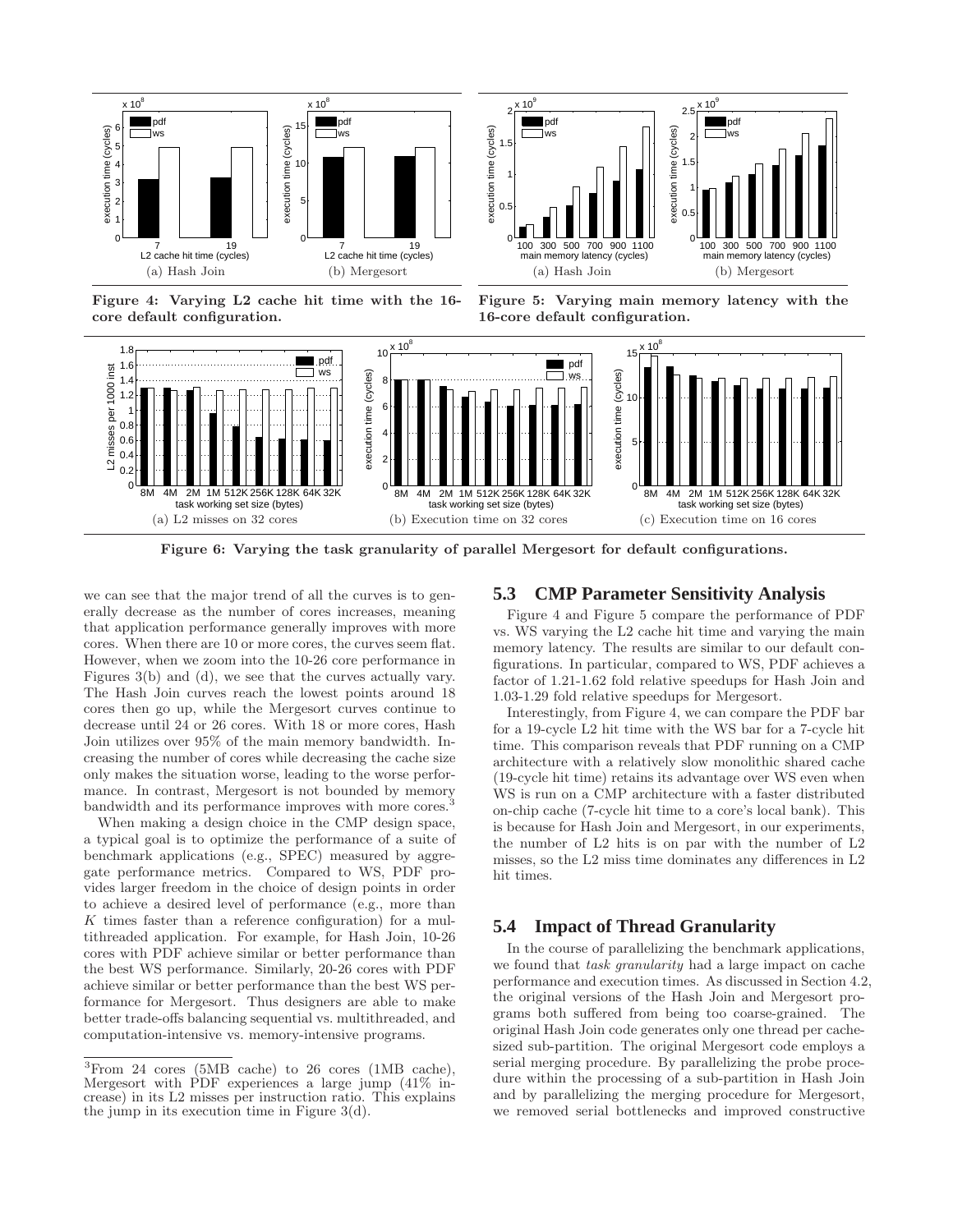Figure 4: Varying L2 cache hit time with the 16-core default configuration.

Figure 5: Varying main memory latency with the 16-core default configuration.

Figure 6: Varying the task granularity of parallel Mergesort for default configurations.

we can see that the major trend of all the curves is to generally decrease as the number of cores increases, meaning that application performance generally improves with more cores. When there are 10 or more cores, the curves seem flat. However, when we zoom into the 10-26 core performance in Figures 3(b) and (d), we see that the curves actually vary. The Hash Join curves reach the lowest points around 18 cores then go up, while the Mergesort curves continue to decrease until 24 or 26 cores. With 18 or more cores, Hash Join utilizes over 95% of the main memory bandwidth. Increasing the number of cores while decreasing the cache size only makes the situation worse, leading to the worse performance. In contrast, Mergesort is not bounded by memory bandwidth and its performance improves with more cores.[3]

When making a design choice in the CMP design space, a typical goal is to optimize the performance of a suite of benchmark applications (e.g., SPEC) measured by aggregate performance metrics. Compared to WS, PDF provides larger freedom in the choice of design points in order to achieve a desired level of performance (e.g., more than $K$ times faster than a reference configuration) for a multithreaded application. For example, for Hash Join, 10-26 cores with PDF achieve similar or better performance than the best WS performance. Similarly, 20-26 cores with PDF achieve similar or better performance than the best WS performance for Mergesort. Thus designers are able to make better trade-offs balancing sequential vs. multithreaded, and computation-intensive vs. memory-intensive programs.

[3]From 24 cores (5MB cache) to 26 cores (1MB cache), Mergesort with PDF experiences a large jump (41% increase) in its L2 misses per instruction ratio. This explains the jump in its execution time in Figure 3(d).

## 5.3 CMP Parameter Sensitivity Analysis

Figure 4 and Figure 5 compare the performance of PDF vs. WS varying the L2 cache hit time and varying the main memory latency. The results are similar to our default configurations. In particular, compared to WS, PDF achieves a factor of 1.21-1.62 fold relative speedups for Hash Join and 1.03-1.29 fold relative speedups for Mergesort.

Interestingly, from Figure 4, we can compare the PDF bar for a 19-cycle L2 hit time with the WS bar for a 7-cycle hit time. This comparison reveals that PDF running on a CMP architecture with a relatively slow monolithic shared cache (19-cycle hit time) retains its advantage over WS even when WS is run on a CMP architecture with a faster distributed on-chip cache (7-cycle hit time to a core's local bank). This is because for Hash Join and Mergesort, in our experiments, the number of L2 hits is on par with the number of L2 misses, so the L2 miss time dominates any differences in L2 hit times.

## 5.4 Impact of Thread Granularity

In the course of parallelizing the benchmark applications, we found that *task granularity* had a large impact on cache performance and execution times. As discussed in Section 4.2, the original versions of the Hash Join and Mergesort programs both suffered from being too coarse-grained. The original Hash Join code generates only one thread per cache-sized sub-partition. The original Mergesort code employs a serial merging procedure. By parallelizing the probe procedure within the processing of a sub-partition in Hash Join and by parallelizing the merging procedure for Mergesort, we removed serial bottlenecks and improved constructive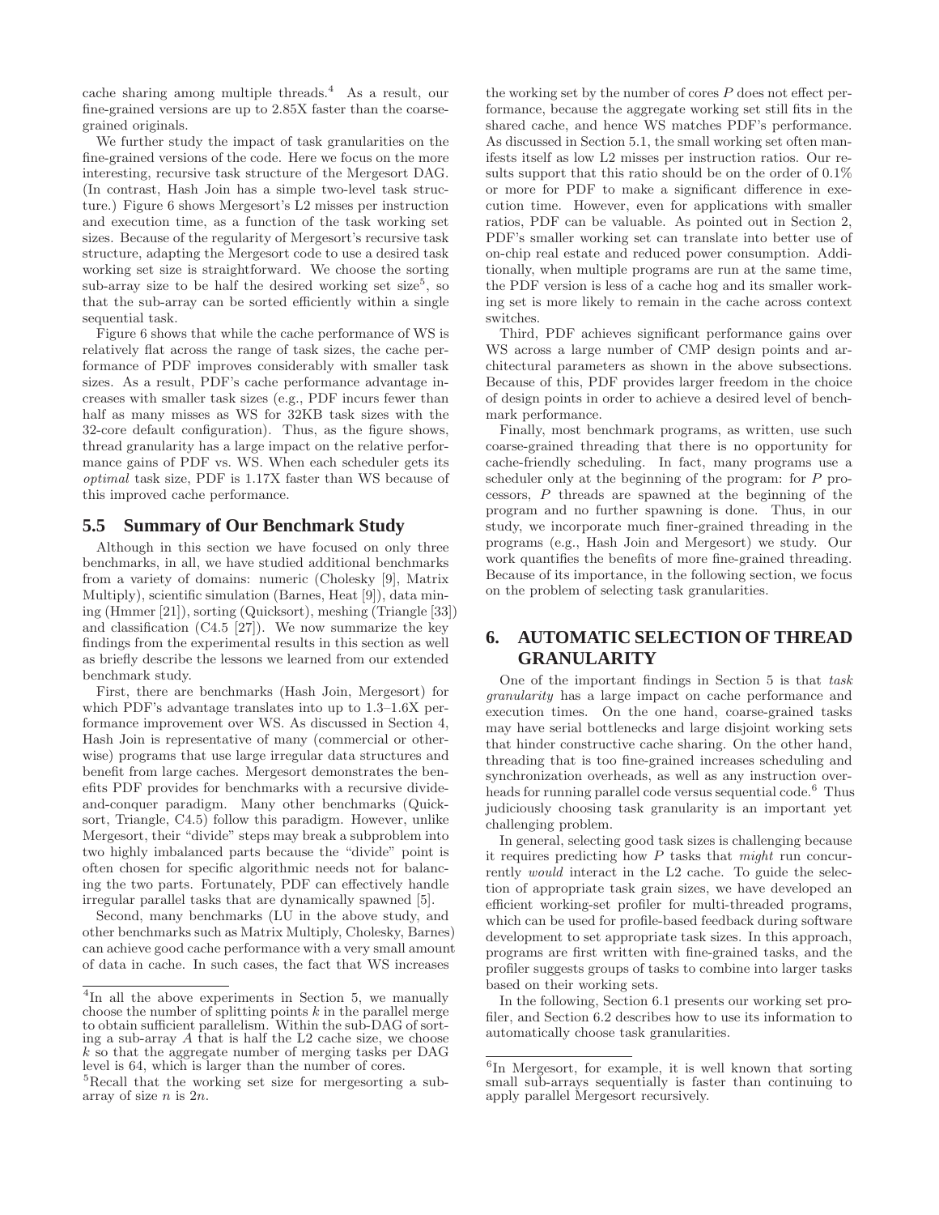cache sharing among multiple threads.[4] As a result, our fine-grained versions are up to 2.85X faster than the coarse-grained originals.

We further study the impact of task granularities on the fine-grained versions of the code. Here we focus on the more interesting, recursive task structure of the Mergesort DAG. (In contrast, Hash Join has a simple two-level task structure.) Figure 6 shows Mergesort's L2 misses per instruction and execution time, as a function of the task working set sizes. Because of the regularity of Mergesort's recursive task structure, adapting the Mergesort code to use a desired task working set size is straightforward. We choose the sorting sub-array size to be half the desired working set size[5], so that the sub-array can be sorted efficiently within a single sequential task.

Figure 6 shows that while the cache performance of WS is relatively flat across the range of task sizes, the cache performance of PDF improves considerably with smaller task sizes. As a result, PDF's cache performance advantage increases with smaller task sizes (e.g., PDF incurs fewer than half as many misses as WS for 32KB task sizes with the 32-core default configuration). Thus, as the figure shows, thread granularity has a large impact on the relative performance gains of PDF vs. WS. When each scheduler gets its *optimal* task size, PDF is 1.17X faster than WS because of this improved cache performance.

## 5.5 Summary of Our Benchmark Study

Although in this section we have focused on only three benchmarks, in all, we have studied additional benchmarks from a variety of domains: numeric (Cholesky [9], Matrix Multiply), scientific simulation (Barnes, Heat [9]), data mining (Hmmer [21]), sorting (Quicksort), meshing (Triangle [33]) and classification (C4.5 [27]). We now summarize the key findings from the experimental results in this section as well as briefly describe the lessons we learned from our extended benchmark study.

First, there are benchmarks (Hash Join, Mergesort) for which PDF's advantage translates into up to 1.3–1.6X performance improvement over WS. As discussed in Section 4, Hash Join is representative of many (commercial or otherwise) programs that use large irregular data structures and benefit from large caches. Mergesort demonstrates the benefits PDF provides for benchmarks with a recursive divide-and-conquer paradigm. Many other benchmarks (Quicksort, Triangle, C4.5) follow this paradigm. However, unlike Mergesort, their "divide" steps may break a subproblem into two highly imbalanced parts because the "divide" point is often chosen for specific algorithmic needs not for balancing the two parts. Fortunately, PDF can effectively handle irregular parallel tasks that are dynamically spawned [5].

Second, many benchmarks (LU in the above study, and other benchmarks such as Matrix Multiply, Cholesky, Barnes) can achieve good cache performance with a very small amount of data in cache. In such cases, the fact that WS increases the working set by the number of cores $P$ does not effect performance, because the aggregate working set still fits in the shared cache, and hence WS matches PDF's performance. As discussed in Section 5.1, the small working set often manifests itself as low L2 misses per instruction ratios. Our results support that this ratio should be on the order of 0.1% or more for PDF to make a significant difference in execution time. However, even for applications with smaller ratios, PDF can be valuable. As pointed out in Section 2, PDF's smaller working set can translate into better use of on-chip real estate and reduced power consumption. Additionally, when multiple programs are run at the same time, the PDF version is less of a cache hog and its smaller working set is more likely to remain in the cache across context switches.

Third, PDF achieves significant performance gains over WS across a large number of CMP design points and architectural parameters as shown in the above subsections. Because of this, PDF provides larger freedom in the choice of design points in order to achieve a desired level of benchmark performance.

Finally, most benchmark programs, as written, use such coarse-grained threading that there is no opportunity for cache-friendly scheduling. In fact, many programs use a scheduler only at the beginning of the program: for $P$ processors, $P$ threads are spawned at the beginning of the program and no further spawning is done. Thus, in our study, we incorporate much finer-grained threading in the programs (e.g., Hash Join and Mergesort) we study. Our work quantifies the benefits of more fine-grained threading. Because of its importance, in the following section, we focus on the problem of selecting task granularities.

# 6. AUTOMATIC SELECTION OF THREAD GRANULARITY

One of the important findings in Section 5 is that *task granularity* has a large impact on cache performance and execution times. On the one hand, coarse-grained tasks may have serial bottlenecks and large disjoint working sets that hinder constructive cache sharing. On the other hand, threading that is too fine-grained increases scheduling and synchronization overheads, as well as any instruction overheads for running parallel code versus sequential code.[6] Thus judiciously choosing task granularity is an important yet challenging problem.

In general, selecting good task sizes is challenging because it requires predicting how $P$ tasks that *might* run concurrently *would* interact in the L2 cache. To guide the selection of appropriate task grain sizes, we have developed an efficient working-set profiler for multi-threaded programs, which can be used for profile-based feedback during software development to set appropriate task sizes. In this approach, programs are first written with fine-grained tasks, and the profiler suggests groups of tasks to combine into larger tasks based on their working sets.

In the following, Section 6.1 presents our working set profiler, and Section 6.2 describes how to use its information to automatically choose task granularities.

[4] In all the above experiments in Section 5, we manually choose the number of splitting points $k$ in the parallel merge to obtain sufficient parallelism. Within the sub-DAG of sorting a sub-array $A$ that is half the L2 cache size, we choose $k$ so that the aggregate number of merging tasks per DAG level is 64, which is larger than the number of cores.

[5] Recall that the working set size for mergesorting a sub-array of size $n$ is $2n$.

[6] In Mergesort, for example, it is well known that sorting small sub-arrays sequentially is faster than continuing to apply parallel Mergesort recursively.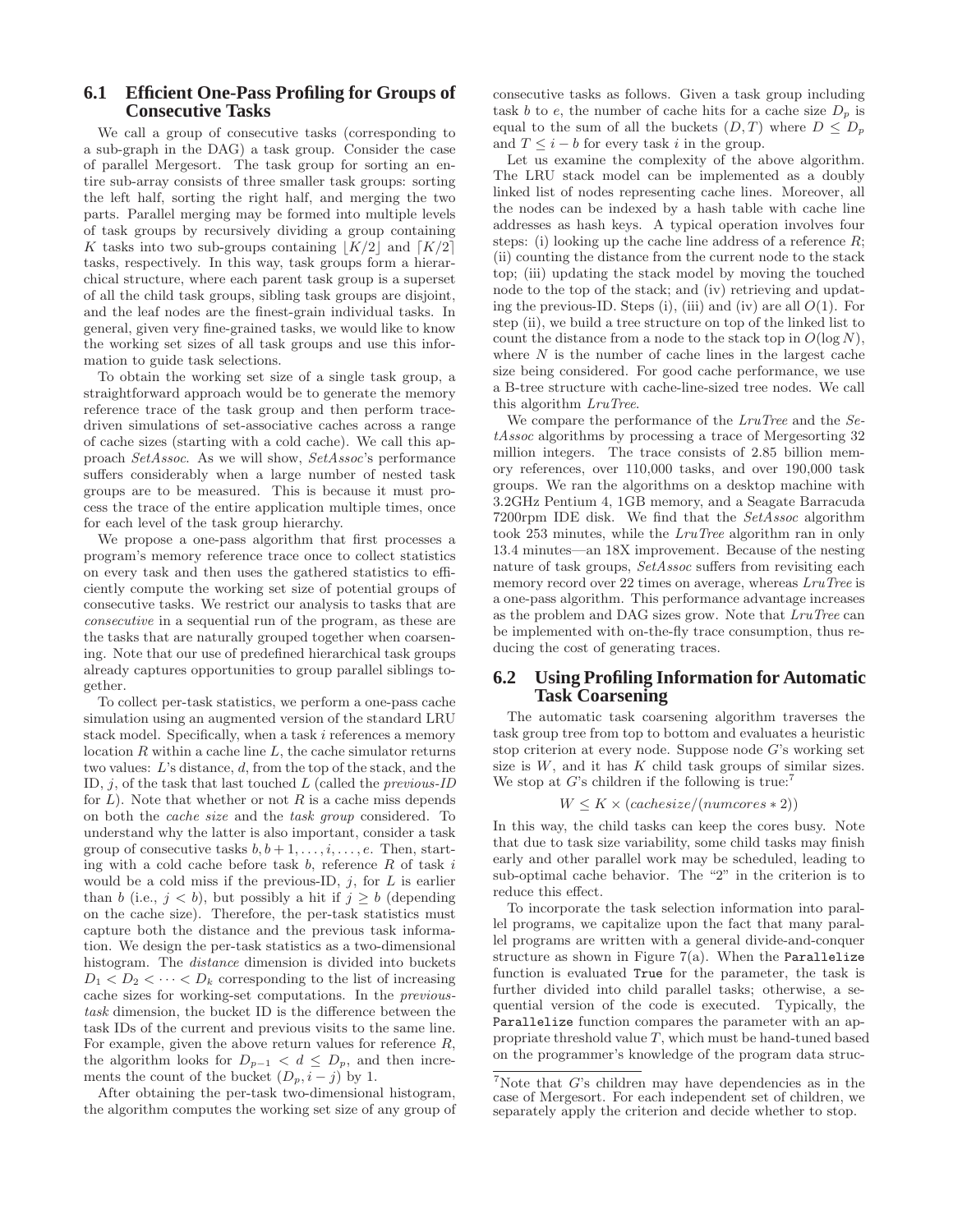### 6.1 Efficient One-Pass Profiling for Groups of Consecutive Tasks

We call a group of consecutive tasks (corresponding to a sub-graph in the DAG) a task group. Consider the case of parallel Mergesort. The task group for sorting an entire sub-array consists of three smaller task groups: sorting the left half, sorting the right half, and merging the two parts. Parallel merging may be formed into multiple levels of task groups by recursively dividing a group containing $K$ tasks into two sub-groups containing $\lfloor K/2 \rfloor$ and $\lceil K/2 \rceil$ tasks, respectively. In this way, task groups form a hierarchical structure, where each parent task group is a superset of all the child task groups, sibling task groups are disjoint, and the leaf nodes are the finest-grain individual tasks. In general, given very fine-grained tasks, we would like to know the working set sizes of all task groups and use this information to guide task selections.

To obtain the working set size of a single task group, a straightforward approach would be to generate the memory reference trace of the task group and then perform trace-driven simulations of set-associative caches across a range of cache sizes (starting with a cold cache). We call this approach *SetAssoc*. As we will show, *SetAssoc*'s performance suffers considerably when a large number of nested task groups are to be measured. This is because it must process the trace of the entire application multiple times, once for each level of the task group hierarchy.

We propose a one-pass algorithm that first processes a program's memory reference trace once to collect statistics on every task and then uses the gathered statistics to efficiently compute the working set size of potential groups of consecutive tasks. We restrict our analysis to tasks that are *consecutive* in a sequential run of the program, as these are the tasks that are naturally grouped together when coarsening. Note that our use of predefined hierarchical task groups already captures opportunities to group parallel siblings together.

To collect per-task statistics, we perform a one-pass cache simulation using an augmented version of the standard LRU stack model. Specifically, when a task $i$ references a memory location $R$ within a cache line $L$, the cache simulator returns two values: $L$'s distance, $d$, from the top of the stack, and the ID, $j$, of the task that last touched $L$ (called the *previous-ID* for $L$). Note that whether or not $R$ is a cache miss depends on both the *cache size* and the *task group* considered. To understand why the latter is also important, consider a task group of consecutive tasks $b, b+1, \ldots, i, \ldots, e$. Then, starting with a cold cache before task $b$, reference $R$ of task $i$ would be a cold miss if the previous-ID, $j$, for $L$ is earlier than $b$ (i.e., $j < b$), but possibly a hit if $j \geq b$ (depending on the cache size). Therefore, the per-task statistics must capture both the distance and the previous task information. We design the per-task statistics as a two-dimensional histogram. The *distance* dimension is divided into buckets $D_1 < D_2 < \cdots < D_k$ corresponding to the list of increasing cache sizes for working-set computations. In the *previous-task* dimension, the bucket ID is the difference between the task IDs of the current and previous visits to the same line. For example, given the above return values for reference $R$, the algorithm looks for $D_{p-1} < d \leq D_p$, and then increments the count of the bucket $(D_p, i-j)$ by 1.

After obtaining the per-task two-dimensional histogram, the algorithm computes the working set size of any group of consecutive tasks as follows. Given a task group including task $b$ to $e$, the number of cache hits for a cache size $D_p$ is equal to the sum of all the buckets $(D, T)$ where $D \leq D_p$ and $T \leq i - b$ for every task $i$ in the group.

Let us examine the complexity of the above algorithm. The LRU stack model can be implemented as a doubly linked list of nodes representing cache lines. Moreover, all the nodes can be indexed by a hash table with cache line addresses as hash keys. A typical operation involves four steps: (i) looking up the cache line address of a reference $R$; (ii) counting the distance from the current node to the stack top; (iii) updating the stack model by moving the touched node to the top of the stack; and (iv) retrieving and updating the previous-ID. Steps (i), (iii) and (iv) are all $O(1)$. For step (ii), we build a tree structure on top of the linked list to count the distance from a node to the stack top in $O(\log N)$, where $N$ is the number of cache lines in the largest cache size being considered. For good cache performance, we use a B-tree structure with cache-line-sized tree nodes. We call this algorithm *LruTree*.

We compare the performance of the *LruTree* and the *SetAssoc* algorithms by processing a trace of Mergesorting 32 million integers. The trace consists of 2.85 billion memory references, over 110,000 tasks, and over 190,000 task groups. We ran the algorithms on a desktop machine with 3.2GHz Pentium 4, 1GB memory, and a Seagate Barracuda 7200rpm IDE disk. We find that the *SetAssoc* algorithm took 253 minutes, while the *LruTree* algorithm ran in only 13.4 minutes—an 18X improvement. Because of the nesting nature of task groups, *SetAssoc* suffers from revisiting each memory record over 22 times on average, whereas *LruTree* is a one-pass algorithm. This performance advantage increases as the problem and DAG sizes grow. Note that *LruTree* can be implemented with on-the-fly trace consumption, thus reducing the cost of generating traces.

### 6.2 Using Profiling Information for Automatic Task Coarsening

The automatic task coarsening algorithm traverses the task group tree from top to bottom and evaluates a heuristic stop criterion at every node. Suppose node $G$'s working set size is $W$, and it has $K$ child task groups of similar sizes. We stop at $G$'s children if the following is true:[7]

$$W \leq K \times (cachesize/(numcores * 2))$$

In this way, the child tasks can keep the cores busy. Note that due to task size variability, some child tasks may finish early and other parallel work may be scheduled, leading to sub-optimal cache behavior. The "2" in the criterion is to reduce this effect.

To incorporate the task selection information into parallel programs, we capitalize upon the fact that many parallel programs are written with a general divide-and-conquer structure as shown in Figure 7(a). When the `Parallelize` function is evaluated `True` for the parameter, the task is further divided into child parallel tasks; otherwise, a sequential version of the code is executed. Typically, the `Parallelize` function compares the parameter with an appropriate threshold value $T$, which must be hand-tuned based on the programmer's knowledge of the program data struc-

[7]Note that $G$'s children may have dependencies as in the case of Mergesort. For each independent set of children, we separately apply the criterion and decide whether to stop.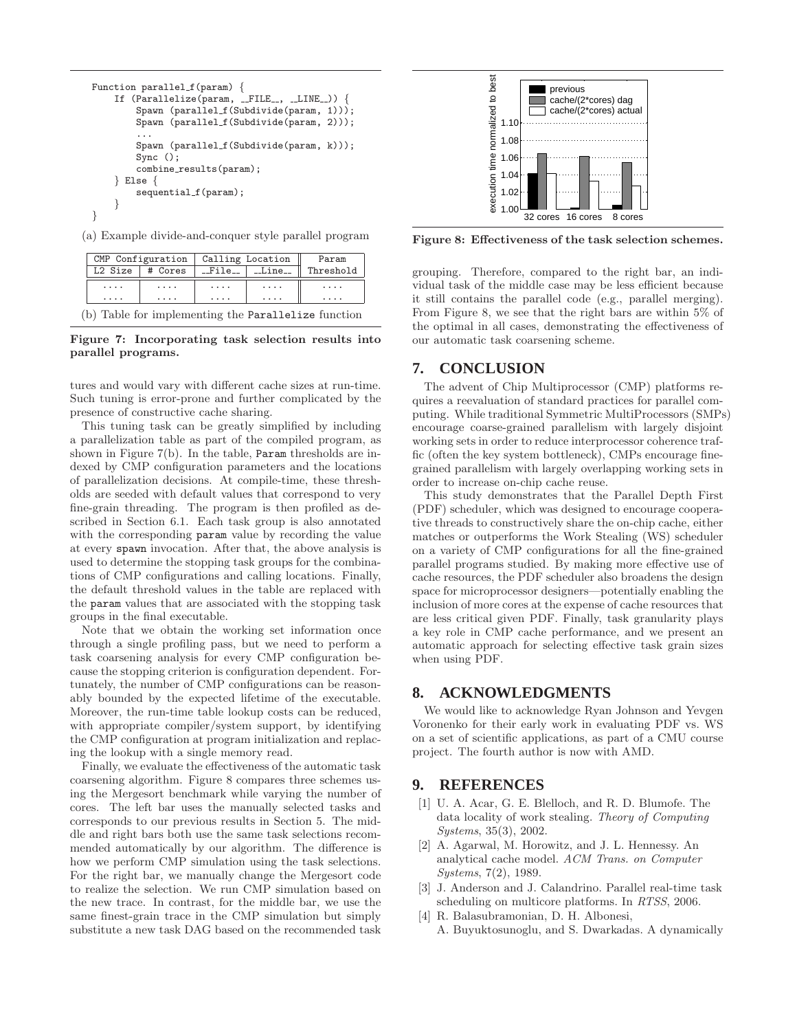```
Function parallel_f(param) {
    If (Parallelize(param, __FILE__, __LINE__)) {
        Spawn (parallel_f(Subdivide(param, 1)));
        Spawn (parallel_f(Subdivide(param, 2)));
        ...
        Spawn (parallel_f(Subdivide(param, k)));
        Sync ();
        combine_results(param);
    } Else {
        sequential_f(param);
    }
}
```

(a) Example divide-and-conquer style parallel program

| CMP Configuration | | Calling Location | | Param |
|---|---|---|---|---|
| L2 Size | # Cores | __File__ | __Line__ | Threshold |
| .... | .... | .... | .... | .... |
| .... | .... | .... | .... | .... |

(b) Table for implementing the Parallelize function

**Figure 7: Incorporating task selection results into parallel programs.**

tures and would vary with different cache sizes at run-time. Such tuning is error-prone and further complicated by the presence of constructive cache sharing.

This tuning task can be greatly simplified by including a parallelization table as part of the compiled program, as shown in Figure 7(b). In the table, Param thresholds are indexed by CMP configuration parameters and the locations of parallelization decisions. At compile-time, these thresholds are seeded with default values that correspond to very fine-grain threading. The program is then profiled as described in Section 6.1. Each task group is also annotated with the corresponding param value by recording the value at every spawn invocation. After that, the above analysis is used to determine the stopping task groups for the combinations of CMP configurations and calling locations. Finally, the default threshold values in the table are replaced with the param values that are associated with the stopping task groups in the final executable.

Note that we obtain the working set information once through a single profiling pass, but we need to perform a task coarsening analysis for every CMP configuration because the stopping criterion is configuration dependent. Fortunately, the number of CMP configurations can be reasonably bounded by the expected lifetime of the executable. Moreover, the run-time table lookup costs can be reduced, with appropriate compiler/system support, by identifying the CMP configuration at program initialization and replacing the lookup with a single memory read.

Finally, we evaluate the effectiveness of the automatic task coarsening algorithm. Figure 8 compares three schemes using the Mergesort benchmark while varying the number of cores. The left bar uses the manually selected tasks and corresponds to our previous results in Section 5. The middle and right bars both use the same task selections recommended automatically by our algorithm. The difference is how we perform CMP simulation using the task selections. For the right bar, we manually change the Mergesort code to realize the selection. We run CMP simulation based on the new trace. In contrast, for the middle bar, we use the same finest-grain trace in the CMP simulation but simply substitute a new task DAG based on the recommended task

execution time normalized to best
previous
cache/(2*cores) dag
cache/(2*cores) actual
1.10
1.08
1.06
1.04
1.02
1.00
32 cores 16 cores 8 cores

**Figure 8: Effectiveness of the task selection schemes.**

grouping. Therefore, compared to the right bar, an individual task of the middle case may be less efficient because it still contains the parallel code (e.g., parallel merging). From Figure 8, we see that the right bars are within 5% of the optimal in all cases, demonstrating the effectiveness of our automatic task coarsening scheme.

## 7. CONCLUSION

The advent of Chip Multiprocessor (CMP) platforms requires a reevaluation of standard practices for parallel computing. While traditional Symmetric MultiProcessors (SMPs) encourage coarse-grained parallelism with largely disjoint working sets in order to reduce interprocessor coherence traffic (often the key system bottleneck), CMPs encourage fine-grained parallelism with largely overlapping working sets in order to increase on-chip cache reuse.

This study demonstrates that the Parallel Depth First (PDF) scheduler, which was designed to encourage cooperative threads to constructively share the on-chip cache, either matches or outperforms the Work Stealing (WS) scheduler on a variety of CMP configurations for all the fine-grained parallel programs studied. By making more effective use of cache resources, the PDF scheduler also broadens the design space for microprocessor designers—potentially enabling the inclusion of more cores at the expense of cache resources that are less critical given PDF. Finally, task granularity plays a key role in CMP cache performance, and we present an automatic approach for selecting effective task grain sizes when using PDF.

## 8. ACKNOWLEDGMENTS

We would like to acknowledge Ryan Johnson and Yevgen Voronenko for their early work in evaluating PDF vs. WS on a set of scientific applications, as part of a CMU course project. The fourth author is now with AMD.

## 9. REFERENCES

[1] U. A. Acar, G. E. Blelloch, and R. D. Blumofe. The data locality of work stealing. *Theory of Computing Systems*, 35(3), 2002.

[2] A. Agarwal, M. Horowitz, and J. L. Hennessy. An analytical cache model. *ACM Trans. on Computer Systems*, 7(2), 1989.

[3] J. Anderson and J. Calandrino. Parallel real-time task scheduling on multicore platforms. In *RTSS*, 2006.

[4] R. Balasubramonian, D. H. Albonesi, A. Buyuktosunoglu, and S. Dwarkadas. A dynamically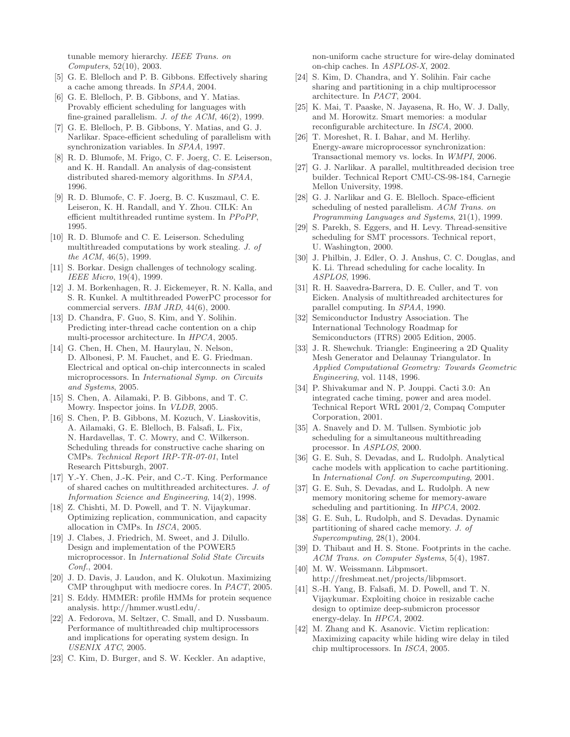tunable memory hierarchy. *IEEE Trans. on Computers*, 52(10), 2003.

[5] G. E. Blelloch and P. B. Gibbons. Effectively sharing a cache among threads. In *SPAA*, 2004.

[6] G. E. Blelloch, P. B. Gibbons, and Y. Matias. Provably efficient scheduling for languages with fine-grained parallelism. *J. of the ACM*, 46(2), 1999.

[7] G. E. Blelloch, P. B. Gibbons, Y. Matias, and G. J. Narlikar. Space-efficient scheduling of parallelism with synchronization variables. In *SPAA*, 1997.

[8] R. D. Blumofe, M. Frigo, C. F. Joerg, C. E. Leiserson, and K. H. Randall. An analysis of dag-consistent distributed shared-memory algorithms. In *SPAA*, 1996.

[9] R. D. Blumofe, C. F. Joerg, B. C. Kuszmaul, C. E. Leiseron, K. H. Randall, and Y. Zhou. CILK: An efficient multithreaded runtime system. In *PPoPP*, 1995.

[10] R. D. Blumofe and C. E. Leiserson. Scheduling multithreaded computations by work stealing. *J. of the ACM*, 46(5), 1999.

[11] S. Borkar. Design challenges of technology scaling. *IEEE Micro*, 19(4), 1999.

[12] J. M. Borkenhagen, R. J. Eickemeyer, R. N. Kalla, and S. R. Kunkel. A multithreaded PowerPC processor for commercial servers. *IBM JRD*, 44(6), 2000.

[13] D. Chandra, F. Guo, S. Kim, and Y. Solihin. Predicting inter-thread cache contention on a chip multi-processor architecture. In *HPCA*, 2005.

[14] G. Chen, H. Chen, M. Haurylau, N. Nelson, D. Albonesi, P. M. Fauchet, and E. G. Friedman. Electrical and optical on-chip interconnects in scaled microprocessors. In *International Symp. on Circuits and Systems*, 2005.

[15] S. Chen, A. Ailamaki, P. B. Gibbons, and T. C. Mowry. Inspector joins. In *VLDB*, 2005.

[16] S. Chen, P. B. Gibbons, M. Kozuch, V. Liaskovitis, A. Ailamaki, G. E. Blelloch, B. Falsafi, L. Fix, N. Hardavellas, T. C. Mowry, and C. Wilkerson. Scheduling threads for constructive cache sharing on CMPs. *Technical Report IRP-TR-07-01*, Intel Research Pittsburgh, 2007.

[17] Y.-Y. Chen, J.-K. Peir, and C.-T. King. Performance of shared caches on multithreaded architectures. *J. of Information Science and Engineering*, 14(2), 1998.

[18] Z. Chishti, M. D. Powell, and T. N. Vijaykumar. Optimizing replication, communication, and capacity allocation in CMPs. In *ISCA*, 2005.

[19] J. Clabes, J. Friedrich, M. Sweet, and J. Dilullo. Design and implementation of the POWER5 microprocessor. In *International Solid State Circuits Conf.*, 2004.

[20] J. D. Davis, J. Laudon, and K. Olukotun. Maximizing CMP throughput with mediocre cores. In *PACT*, 2005.

[21] S. Eddy. HMMER: profile HMMs for protein sequence analysis. http://hmmer.wustl.edu/.

[22] A. Fedorova, M. Seltzer, C. Small, and D. Nussbaum. Performance of multithreaded chip multiprocessors and implications for operating system design. In *USENIX ATC*, 2005.

[23] C. Kim, D. Burger, and S. W. Keckler. An adaptive, non-uniform cache structure for wire-delay dominated on-chip caches. In *ASPLOS-X*, 2002.

[24] S. Kim, D. Chandra, and Y. Solihin. Fair cache sharing and partitioning in a chip multiprocessor architecture. In *PACT*, 2004.

[25] K. Mai, T. Paaske, N. Jayasena, R. Ho, W. J. Dally, and M. Horowitz. Smart memories: a modular reconfigurable architecture. In *ISCA*, 2000.

[26] T. Moreshet, R. I. Bahar, and M. Herlihy. Energy-aware microprocessor synchronization: Transactional memory vs. locks. In *WMPI*, 2006.

[27] G. J. Narlikar. A parallel, multithreaded decision tree builder. Technical Report CMU-CS-98-184, Carnegie Mellon University, 1998.

[28] G. J. Narlikar and G. E. Blelloch. Space-efficient scheduling of nested parallelism. *ACM Trans. on Programming Languages and Systems*, 21(1), 1999.

[29] S. Parekh, S. Eggers, and H. Levy. Thread-sensitive scheduling for SMT processors. Technical report, U. Washington, 2000.

[30] J. Philbin, J. Edler, O. J. Anshus, C. C. Douglas, and K. Li. Thread scheduling for cache locality. In *ASPLOS*, 1996.

[31] R. H. Saavedra-Barrera, D. E. Culler, and T. von Eicken. Analysis of multithreaded architectures for parallel computing. In *SPAA*, 1990.

[32] Semiconductor Industry Association. The International Technology Roadmap for Semiconductors (ITRS) 2005 Edition, 2005.

[33] J. R. Shewchuk. Triangle: Engineering a 2D Quality Mesh Generator and Delaunay Triangulator. In *Applied Computational Geometry: Towards Geometric Engineering*, vol. 1148, 1996.

[34] P. Shivakumar and N. P. Jouppi. Cacti 3.0: An integrated cache timing, power and area model. Technical Report WRL 2001/2, Compaq Computer Corporation, 2001.

[35] A. Snavely and D. M. Tullsen. Symbiotic job scheduling for a simultaneous multithreading processor. In *ASPLOS*, 2000.

[36] G. E. Suh, S. Devadas, and L. Rudolph. Analytical cache models with application to cache partitioning. In *International Conf. on Supercomputing*, 2001.

[37] G. E. Suh, S. Devadas, and L. Rudolph. A new memory monitoring scheme for memory-aware scheduling and partitioning. In *HPCA*, 2002.

[38] G. E. Suh, L. Rudolph, and S. Devadas. Dynamic partitioning of shared cache memory. *J. of Supercomputing*, 28(1), 2004.

[39] D. Thibaut and H. S. Stone. Footprints in the cache. *ACM Trans. on Computer Systems*, 5(4), 1987.

[40] M. W. Weissmann. Libpmsort. http://freshmeat.net/projects/libpmsort.

[41] S.-H. Yang, B. Falsafi, M. D. Powell, and T. N. Vijaykumar. Exploiting choice in resizable cache design to optimize deep-submicron processor energy-delay. In *HPCA*, 2002.

[42] M. Zhang and K. Asanovic. Victim replication: Maximizing capacity while hiding wire delay in tiled chip multiprocessors. In *ISCA*, 2005.